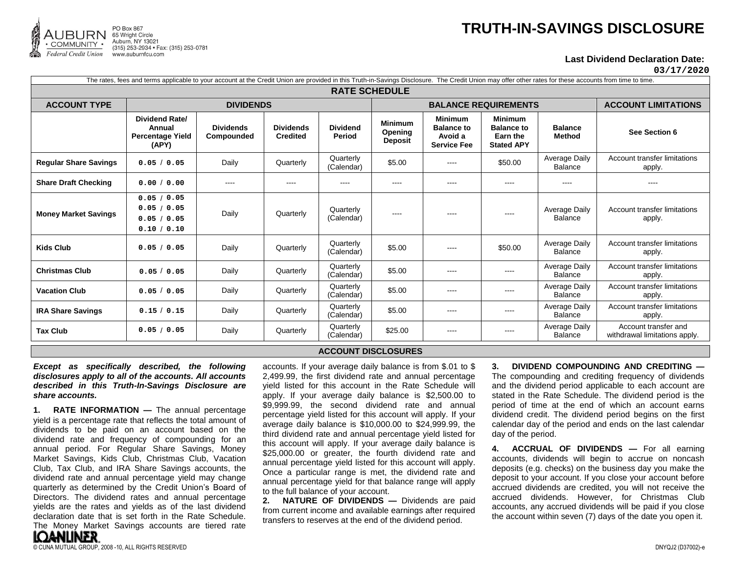Auburn Community Federal Credit Union
PO Box 867
65 Wright Circle
Auburn, NY 13021
(315) 253-2934 • Fax: (315) 253-0781
www.auburnfcu.com

# TRUTH-IN-SAVINGS DISCLOSURE

**Last Dividend Declaration Date:** 03/17/2020

The rates, fees and terms applicable to your account at the Credit Union are provided in this Truth-in-Savings Disclosure. The Credit Union may offer other rates for these accounts from time to time.

## RATE SCHEDULE

| ACCOUNT TYPE | DIVIDENDS | | | | BALANCE REQUIREMENTS | | | | ACCOUNT LIMITATIONS |
|---|---|---|---|---|---|---|---|---|---|
| | Dividend Rate/ Annual Percentage Yield (APY) | Dividends Compounded | Dividends Credited | Dividend Period | Minimum Opening Deposit | Minimum Balance to Avoid a Service Fee | Minimum Balance to Earn the Stated APY | Balance Method | See Section 6 |
| **Regular Share Savings** | 0.05 / 0.05 | Daily | Quarterly | Quarterly (Calendar) | $5.00 | ---- | $50.00 | Average Daily Balance | Account transfer limitations apply. |
| **Share Draft Checking** | 0.00 / 0.00 | ---- | ---- | ---- | ---- | ---- | ---- | ---- | ---- |
| **Money Market Savings** | 0.05 / 0.05<br>0.05 / 0.05<br>0.05 / 0.05<br>0.10 / 0.10 | Daily | Quarterly | Quarterly (Calendar) | ---- | ---- | ---- | Average Daily Balance | Account transfer limitations apply. |
| **Kids Club** | 0.05 / 0.05 | Daily | Quarterly | Quarterly (Calendar) | $5.00 | ---- | $50.00 | Average Daily Balance | Account transfer limitations apply. |
| **Christmas Club** | 0.05 / 0.05 | Daily | Quarterly | Quarterly (Calendar) | $5.00 | ---- | ---- | Average Daily Balance | Account transfer limitations apply. |
| **Vacation Club** | 0.05 / 0.05 | Daily | Quarterly | Quarterly (Calendar) | $5.00 | ---- | ---- | Average Daily Balance | Account transfer limitations apply. |
| **IRA Share Savings** | 0.15 / 0.15 | Daily | Quarterly | Quarterly (Calendar) | $5.00 | ---- | ---- | Average Daily Balance | Account transfer limitations apply. |
| **Tax Club** | 0.05 / 0.05 | Daily | Quarterly | Quarterly (Calendar) | $25.00 | ---- | ---- | Average Daily Balance | Account transfer and withdrawal limitations apply. |

## ACCOUNT DISCLOSURES

***Except as specifically described, the following disclosures apply to all of the accounts. All accounts described in this Truth-In-Savings Disclosure are share accounts.***

**1. RATE INFORMATION —** The annual percentage yield is a percentage rate that reflects the total amount of dividends to be paid on an account based on the dividend rate and frequency of compounding for an annual period. For Regular Share Savings, Money Market Savings, Kids Club, Christmas Club, Vacation Club, Tax Club, and IRA Share Savings accounts, the dividend rate and annual percentage yield may change quarterly as determined by the Credit Union's Board of Directors. The dividend rates and annual percentage yields are the rates and yields as of the last dividend declaration date that is set forth in the Rate Schedule. The Money Market Savings accounts are tiered rate accounts. If your average daily balance is from $.01 to $ 2,499.99, the first dividend rate and annual percentage yield listed for this account in the Rate Schedule will apply. If your average daily balance is $2,500.00 to $9,999.99, the second dividend rate and annual percentage yield listed for this account will apply. If your average daily balance is $10,000.00 to $24,999.99, the third dividend rate and annual percentage yield listed for this account will apply. If your average daily balance is $25,000.00 or greater, the fourth dividend rate and annual percentage yield listed for this account will apply. Once a particular range is met, the dividend rate and annual percentage yield for that balance range will apply to the full balance of your account.

**2. NATURE OF DIVIDENDS —** Dividends are paid from current income and available earnings after required transfers to reserves at the end of the dividend period.

**3. DIVIDEND COMPOUNDING AND CREDITING —** The compounding and crediting frequency of dividends and the dividend period applicable to each account are stated in the Rate Schedule. The dividend period is the period of time at the end of which an account earns dividend credit. The dividend period begins on the first calendar day of the period and ends on the last calendar day of the period.

**4. ACCRUAL OF DIVIDENDS —** For all earning accounts, dividends will begin to accrue on noncash deposits (e.g. checks) on the business day you make the deposit to your account. If you close your account before accrued dividends are credited, you will not receive the accrued dividends. However, for Christmas Club accounts, any accrued dividends will be paid if you close the account within seven (7) days of the date you open it.

LOANLINER
© CUNA MUTUAL GROUP, 2008 -10, ALL RIGHTS RESERVED
DNYQJ2 (D37002)-e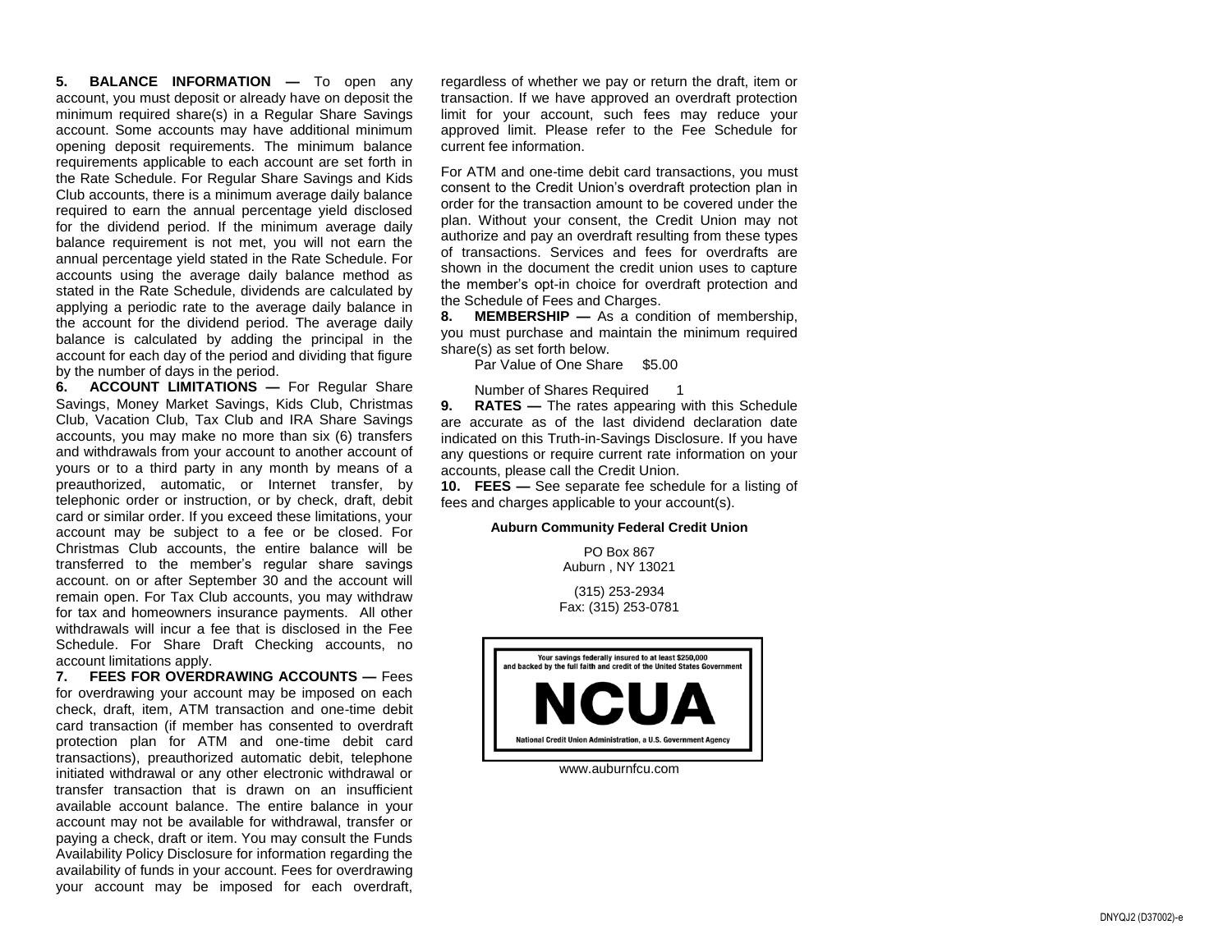**5. BALANCE INFORMATION —** To open any account, you must deposit or already have on deposit the minimum required share(s) in a Regular Share Savings account. Some accounts may have additional minimum opening deposit requirements. The minimum balance requirements applicable to each account are set forth in the Rate Schedule. For Regular Share Savings and Kids Club accounts, there is a minimum average daily balance required to earn the annual percentage yield disclosed for the dividend period. If the minimum average daily balance requirement is not met, you will not earn the annual percentage yield stated in the Rate Schedule. For accounts using the average daily balance method as stated in the Rate Schedule, dividends are calculated by applying a periodic rate to the average daily balance in the account for the dividend period. The average daily balance is calculated by adding the principal in the account for each day of the period and dividing that figure by the number of days in the period.

**6. ACCOUNT LIMITATIONS —** For Regular Share Savings, Money Market Savings, Kids Club, Christmas Club, Vacation Club, Tax Club and IRA Share Savings accounts, you may make no more than six (6) transfers and withdrawals from your account to another account of yours or to a third party in any month by means of a preauthorized, automatic, or Internet transfer, by telephonic order or instruction, or by check, draft, debit card or similar order. If you exceed these limitations, your account may be subject to a fee or be closed. For Christmas Club accounts, the entire balance will be transferred to the member's regular share savings account. on or after September 30 and the account will remain open. For Tax Club accounts, you may withdraw for tax and homeowners insurance payments. All other withdrawals will incur a fee that is disclosed in the Fee Schedule. For Share Draft Checking accounts, no account limitations apply.

**7. FEES FOR OVERDRAWING ACCOUNTS —** Fees for overdrawing your account may be imposed on each check, draft, item, ATM transaction and one-time debit card transaction (if member has consented to overdraft protection plan for ATM and one-time debit card transactions), preauthorized automatic debit, telephone initiated withdrawal or any other electronic withdrawal or transfer transaction that is drawn on an insufficient available account balance. The entire balance in your account may not be available for withdrawal, transfer or paying a check, draft or item. You may consult the Funds Availability Policy Disclosure for information regarding the availability of funds in your account. Fees for overdrawing your account may be imposed for each overdraft, regardless of whether we pay or return the draft, item or transaction. If we have approved an overdraft protection limit for your account, such fees may reduce your approved limit. Please refer to the Fee Schedule for current fee information.

For ATM and one-time debit card transactions, you must consent to the Credit Union's overdraft protection plan in order for the transaction amount to be covered under the plan. Without your consent, the Credit Union may not authorize and pay an overdraft resulting from these types of transactions. Services and fees for overdrafts are shown in the document the credit union uses to capture the member's opt-in choice for overdraft protection and the Schedule of Fees and Charges.

**8. MEMBERSHIP —** As a condition of membership, you must purchase and maintain the minimum required share(s) as set forth below.

Par Value of One Share $5.00

Number of Shares Required 1

**9. RATES —** The rates appearing with this Schedule are accurate as of the last dividend declaration date indicated on this Truth-in-Savings Disclosure. If you have any questions or require current rate information on your accounts, please call the Credit Union.

**10. FEES —** See separate fee schedule for a listing of fees and charges applicable to your account(s).

**Auburn Community Federal Credit Union**

PO Box 867
Auburn , NY 13021

(315) 253-2934
Fax: (315) 253-0781

Your savings federally insured to at least $250,000
and backed by the full faith and credit of the United States Government

NCUA

National Credit Union Administration, a U.S. Government Agency

www.auburnfcu.com

DNYQJ2 (D37002)-e